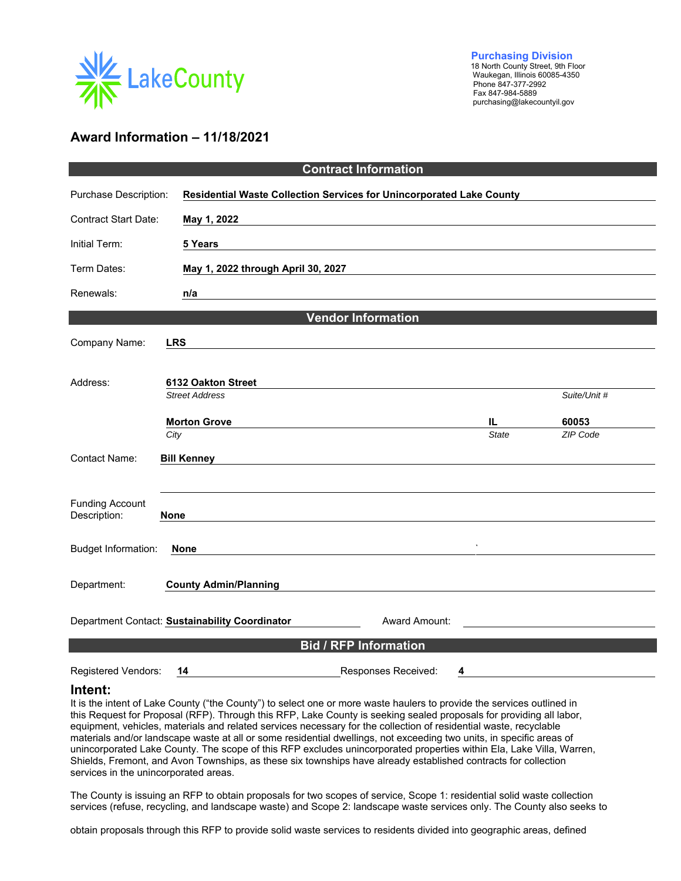LakeCounty

**Purchasing Division**
18 North County Street, 9th Floor
Waukegan, Illinois 60085-4350
Phone 847-377-2992
Fax 847-984-5889
purchasing@lakecountyil.gov

## Award Information – 11/18/2021

### Contract Information

Purchase Description: **Residential Waste Collection Services for Unincorporated Lake County**

Contract Start Date: **May 1, 2022**

Initial Term: **5 Years**

Term Dates: **May 1, 2022 through April 30, 2027**

Renewals: **n/a**

### Vendor Information

Company Name: **LRS**

Address: **6132 Oakton Street**
*Street Address* | *Suite/Unit #*

**Morton Grove** | **IL** | **60053**
*City* | *State* | *ZIP Code*

Contact Name: **Bill Kenney**

Funding Account Description: **None**

Budget Information: **None**

Department: **County Admin/Planning**

Department Contact: **Sustainability Coordinator** Award Amount:

### Bid / RFP Information

Registered Vendors: **14** Responses Received: **4**

## Intent:

It is the intent of Lake County ("the County") to select one or more waste haulers to provide the services outlined in this Request for Proposal (RFP). Through this RFP, Lake County is seeking sealed proposals for providing all labor, equipment, vehicles, materials and related services necessary for the collection of residential waste, recyclable materials and/or landscape waste at all or some residential dwellings, not exceeding two units, in specific areas of unincorporated Lake County. The scope of this RFP excludes unincorporated properties within Ela, Lake Villa, Warren, Shields, Fremont, and Avon Townships, as these six townships have already established contracts for collection services in the unincorporated areas.

The County is issuing an RFP to obtain proposals for two scopes of service, Scope 1: residential solid waste collection services (refuse, recycling, and landscape waste) and Scope 2: landscape waste services only. The County also seeks to

obtain proposals through this RFP to provide solid waste services to residents divided into geographic areas, defined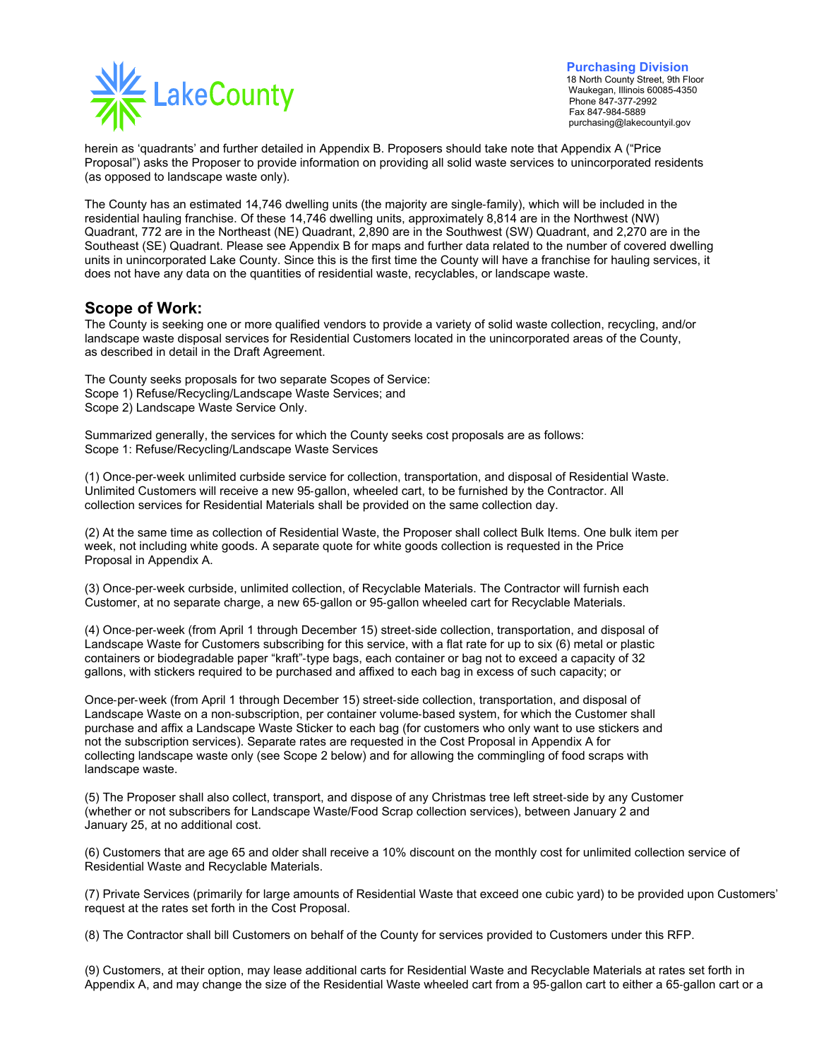herein as 'quadrants' and further detailed in Appendix B. Proposers should take note that Appendix A ("Price Proposal") asks the Proposer to provide information on providing all solid waste services to unincorporated residents (as opposed to landscape waste only).

The County has an estimated 14,746 dwelling units (the majority are single-family), which will be included in the residential hauling franchise. Of these 14,746 dwelling units, approximately 8,814 are in the Northwest (NW) Quadrant, 772 are in the Northeast (NE) Quadrant, 2,890 are in the Southwest (SW) Quadrant, and 2,270 are in the Southeast (SE) Quadrant. Please see Appendix B for maps and further data related to the number of covered dwelling units in unincorporated Lake County. Since this is the first time the County will have a franchise for hauling services, it does not have any data on the quantities of residential waste, recyclables, or landscape waste.

## Scope of Work:

The County is seeking one or more qualified vendors to provide a variety of solid waste collection, recycling, and/or landscape waste disposal services for Residential Customers located in the unincorporated areas of the County, as described in detail in the Draft Agreement.

The County seeks proposals for two separate Scopes of Service:
Scope 1) Refuse/Recycling/Landscape Waste Services; and
Scope 2) Landscape Waste Service Only.

Summarized generally, the services for which the County seeks cost proposals are as follows:
Scope 1: Refuse/Recycling/Landscape Waste Services

(1) Once-per-week unlimited curbside service for collection, transportation, and disposal of Residential Waste. Unlimited Customers will receive a new 95-gallon, wheeled cart, to be furnished by the Contractor. All collection services for Residential Materials shall be provided on the same collection day.

(2) At the same time as collection of Residential Waste, the Proposer shall collect Bulk Items. One bulk item per week, not including white goods. A separate quote for white goods collection is requested in the Price Proposal in Appendix A.

(3) Once-per-week curbside, unlimited collection, of Recyclable Materials. The Contractor will furnish each Customer, at no separate charge, a new 65-gallon or 95-gallon wheeled cart for Recyclable Materials.

(4) Once-per-week (from April 1 through December 15) street-side collection, transportation, and disposal of Landscape Waste for Customers subscribing for this service, with a flat rate for up to six (6) metal or plastic containers or biodegradable paper "kraft"-type bags, each container or bag not to exceed a capacity of 32 gallons, with stickers required to be purchased and affixed to each bag in excess of such capacity; or

Once-per-week (from April 1 through December 15) street-side collection, transportation, and disposal of Landscape Waste on a non-subscription, per container volume-based system, for which the Customer shall purchase and affix a Landscape Waste Sticker to each bag (for customers who only want to use stickers and not the subscription services). Separate rates are requested in the Cost Proposal in Appendix A for collecting landscape waste only (see Scope 2 below) and for allowing the commingling of food scraps with landscape waste.

(5) The Proposer shall also collect, transport, and dispose of any Christmas tree left street-side by any Customer (whether or not subscribers for Landscape Waste/Food Scrap collection services), between January 2 and January 25, at no additional cost.

(6) Customers that are age 65 and older shall receive a 10% discount on the monthly cost for unlimited collection service of Residential Waste and Recyclable Materials.

(7) Private Services (primarily for large amounts of Residential Waste that exceed one cubic yard) to be provided upon Customers' request at the rates set forth in the Cost Proposal.

(8) The Contractor shall bill Customers on behalf of the County for services provided to Customers under this RFP.

(9) Customers, at their option, may lease additional carts for Residential Waste and Recyclable Materials at rates set forth in Appendix A, and may change the size of the Residential Waste wheeled cart from a 95-gallon cart to either a 65-gallon cart or a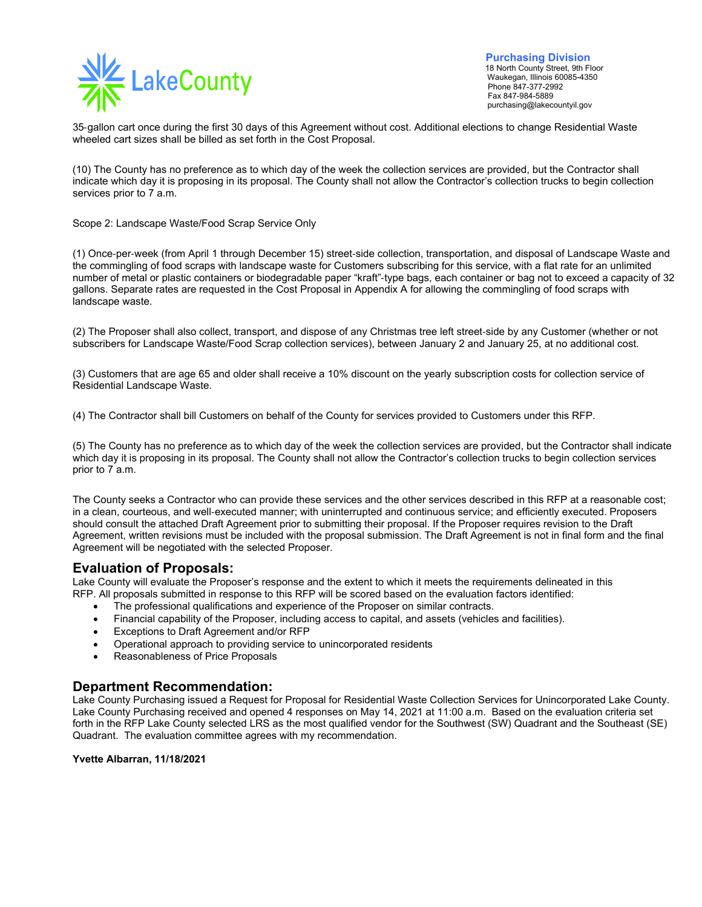35-gallon cart once during the first 30 days of this Agreement without cost. Additional elections to change Residential Waste wheeled cart sizes shall be billed as set forth in the Cost Proposal.

(10) The County has no preference as to which day of the week the collection services are provided, but the Contractor shall indicate which day it is proposing in its proposal. The County shall not allow the Contractor's collection trucks to begin collection services prior to 7 a.m.

Scope 2: Landscape Waste/Food Scrap Service Only

(1) Once-per-week (from April 1 through December 15) street-side collection, transportation, and disposal of Landscape Waste and the commingling of food scraps with landscape waste for Customers subscribing for this service, with a flat rate for an unlimited number of metal or plastic containers or biodegradable paper "kraft"-type bags, each container or bag not to exceed a capacity of 32 gallons. Separate rates are requested in the Cost Proposal in Appendix A for allowing the commingling of food scraps with landscape waste.

(2) The Proposer shall also collect, transport, and dispose of any Christmas tree left street-side by any Customer (whether or not subscribers for Landscape Waste/Food Scrap collection services), between January 2 and January 25, at no additional cost.

(3) Customers that are age 65 and older shall receive a 10% discount on the yearly subscription costs for collection service of Residential Landscape Waste.

(4) The Contractor shall bill Customers on behalf of the County for services provided to Customers under this RFP.

(5) The County has no preference as to which day of the week the collection services are provided, but the Contractor shall indicate which day it is proposing in its proposal. The County shall not allow the Contractor's collection trucks to begin collection services prior to 7 a.m.

The County seeks a Contractor who can provide these services and the other services described in this RFP at a reasonable cost; in a clean, courteous, and well-executed manner; with uninterrupted and continuous service; and efficiently executed. Proposers should consult the attached Draft Agreement prior to submitting their proposal. If the Proposer requires revision to the Draft Agreement, written revisions must be included with the proposal submission. The Draft Agreement is not in final form and the final Agreement will be negotiated with the selected Proposer.

## Evaluation of Proposals:

Lake County will evaluate the Proposer's response and the extent to which it meets the requirements delineated in this RFP. All proposals submitted in response to this RFP will be scored based on the evaluation factors identified:

- The professional qualifications and experience of the Proposer on similar contracts.
- Financial capability of the Proposer, including access to capital, and assets (vehicles and facilities).
- Exceptions to Draft Agreement and/or RFP
- Operational approach to providing service to unincorporated residents
- Reasonableness of Price Proposals

## Department Recommendation:

Lake County Purchasing issued a Request for Proposal for Residential Waste Collection Services for Unincorporated Lake County. Lake County Purchasing received and opened 4 responses on May 14, 2021 at 11:00 a.m. Based on the evaluation criteria set forth in the RFP Lake County selected LRS as the most qualified vendor for the Southwest (SW) Quadrant and the Southeast (SE) Quadrant. The evaluation committee agrees with my recommendation.

**Yvette Albarran, 11/18/2021**